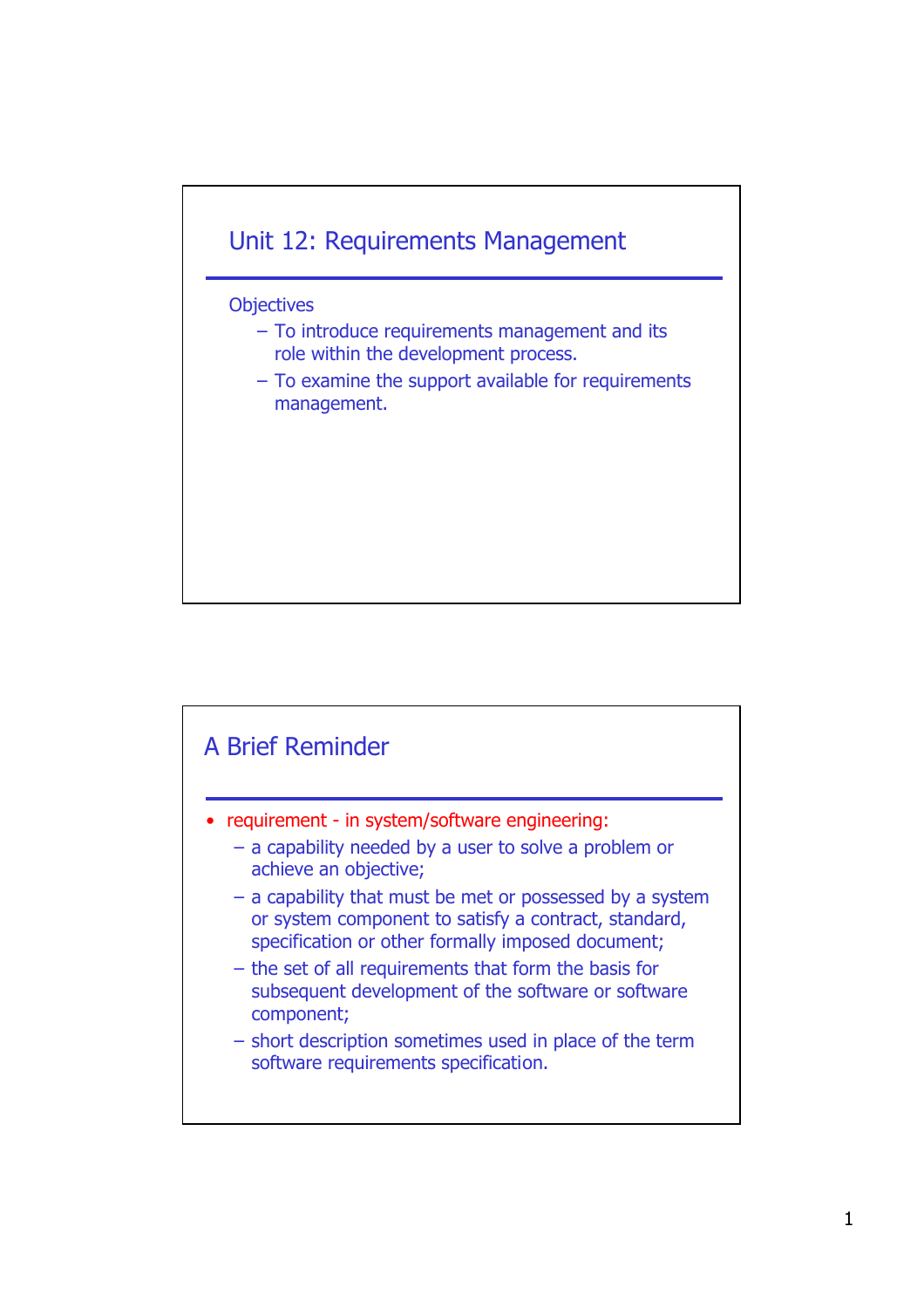## Unit 12: Requirements Management

Objectives

- To introduce requirements management and its role within the development process.
- To examine the support available for requirements management.

## A Brief Reminder

- requirement - in system/software engineering:
  - a capability needed by a user to solve a problem or achieve an objective;
  - a capability that must be met or possessed by a system or system component to satisfy a contract, standard, specification or other formally imposed document;
  - the set of all requirements that form the basis for subsequent development of the software or software component;
  - short description sometimes used in place of the term software requirements specification.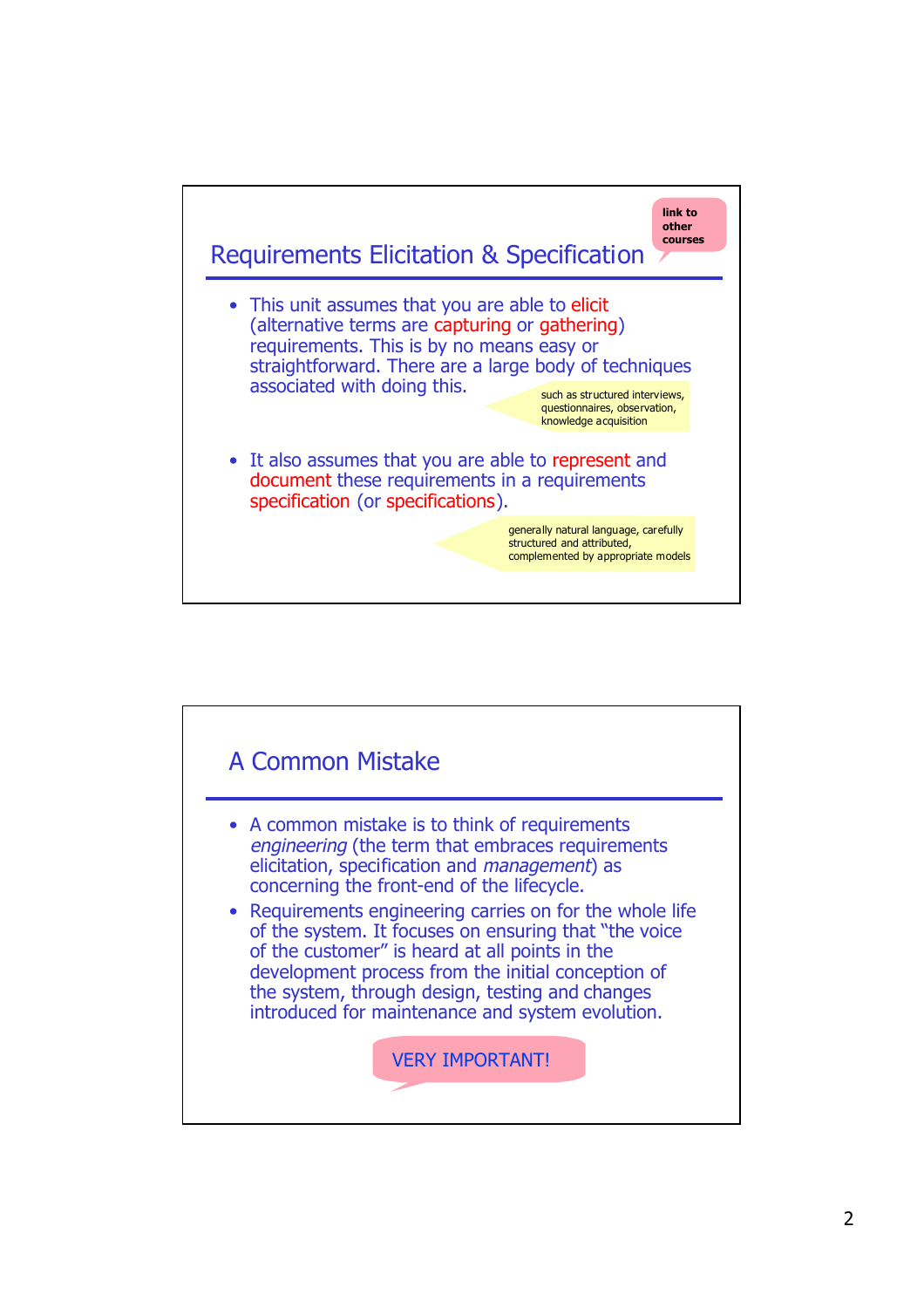## Requirements Elicitation & Specification

link to other courses

- This unit assumes that you are able to elicit (alternative terms are capturing or gathering) requirements. This is by no means easy or straightforward. There are a large body of techniques associated with doing this.

  such as structured interviews, questionnaires, observation, knowledge acquisition

- It also assumes that you are able to represent and document these requirements in a requirements specification (or specifications).

  generally natural language, carefully structured and attributed, complemented by appropriate models

## A Common Mistake

- A common mistake is to think of requirements *engineering* (the term that embraces requirements elicitation, specification and *management*) as concerning the front-end of the lifecycle.
- Requirements engineering carries on for the whole life of the system. It focuses on ensuring that "the voice of the customer" is heard at all points in the development process from the initial conception of the system, through design, testing and changes introduced for maintenance and system evolution.

VERY IMPORTANT!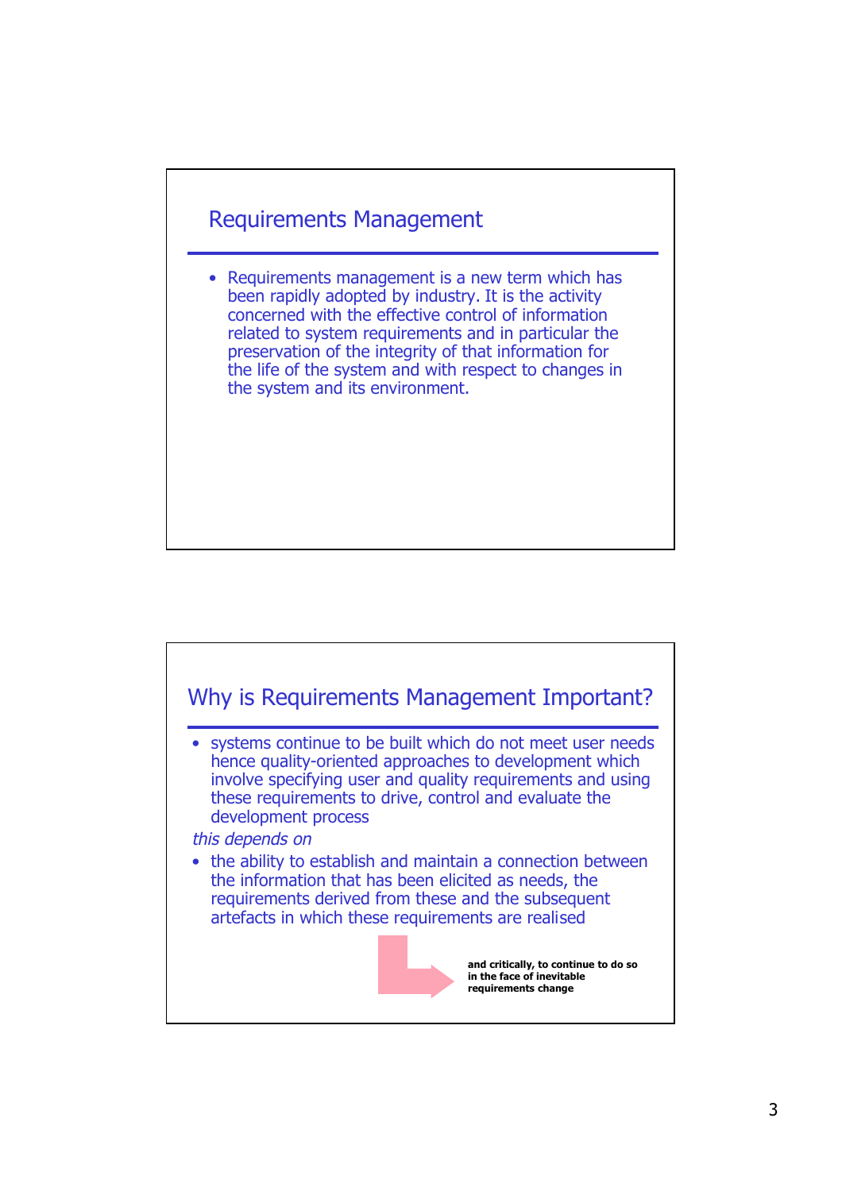## Requirements Management

- Requirements management is a new term which has been rapidly adopted by industry. It is the activity concerned with the effective control of information related to system requirements and in particular the preservation of the integrity of that information for the life of the system and with respect to changes in the system and its environment.

## Why is Requirements Management Important?

- systems continue to be built which do not meet user needs hence quality-oriented approaches to development which involve specifying user and quality requirements and using these requirements to drive, control and evaluate the development process

*this depends on*

- the ability to establish and maintain a connection between the information that has been elicited as needs, the requirements derived from these and the subsequent artefacts in which these requirements are realised

**and critically, to continue to do so in the face of inevitable requirements change**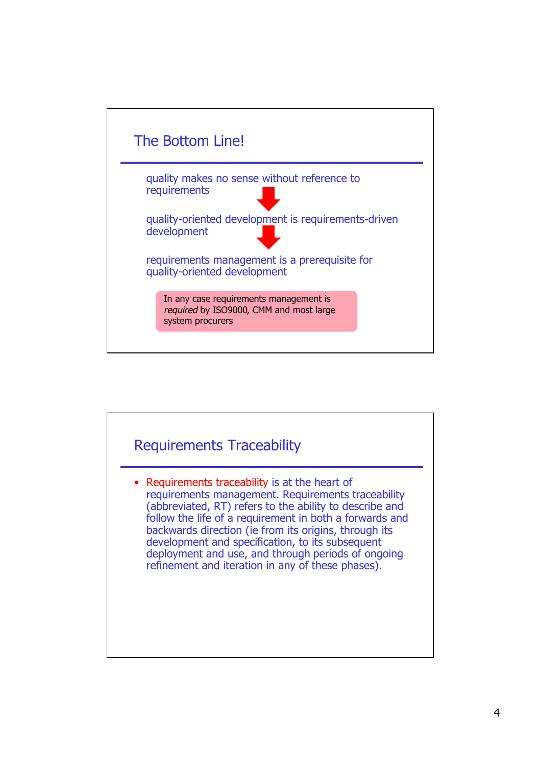## The Bottom Line!

quality makes no sense without reference to requirements

↓

quality-oriented development is requirements-driven development

↓

requirements management is a prerequisite for quality-oriented development

> In any case requirements management is *required* by ISO9000, CMM and most large system procurers

## Requirements Traceability

- Requirements traceability is at the heart of requirements management. Requirements traceability (abbreviated, RT) refers to the ability to describe and follow the life of a requirement in both a forwards and backwards direction (ie from its origins, through its development and specification, to its subsequent deployment and use, and through periods of ongoing refinement and iteration in any of these phases).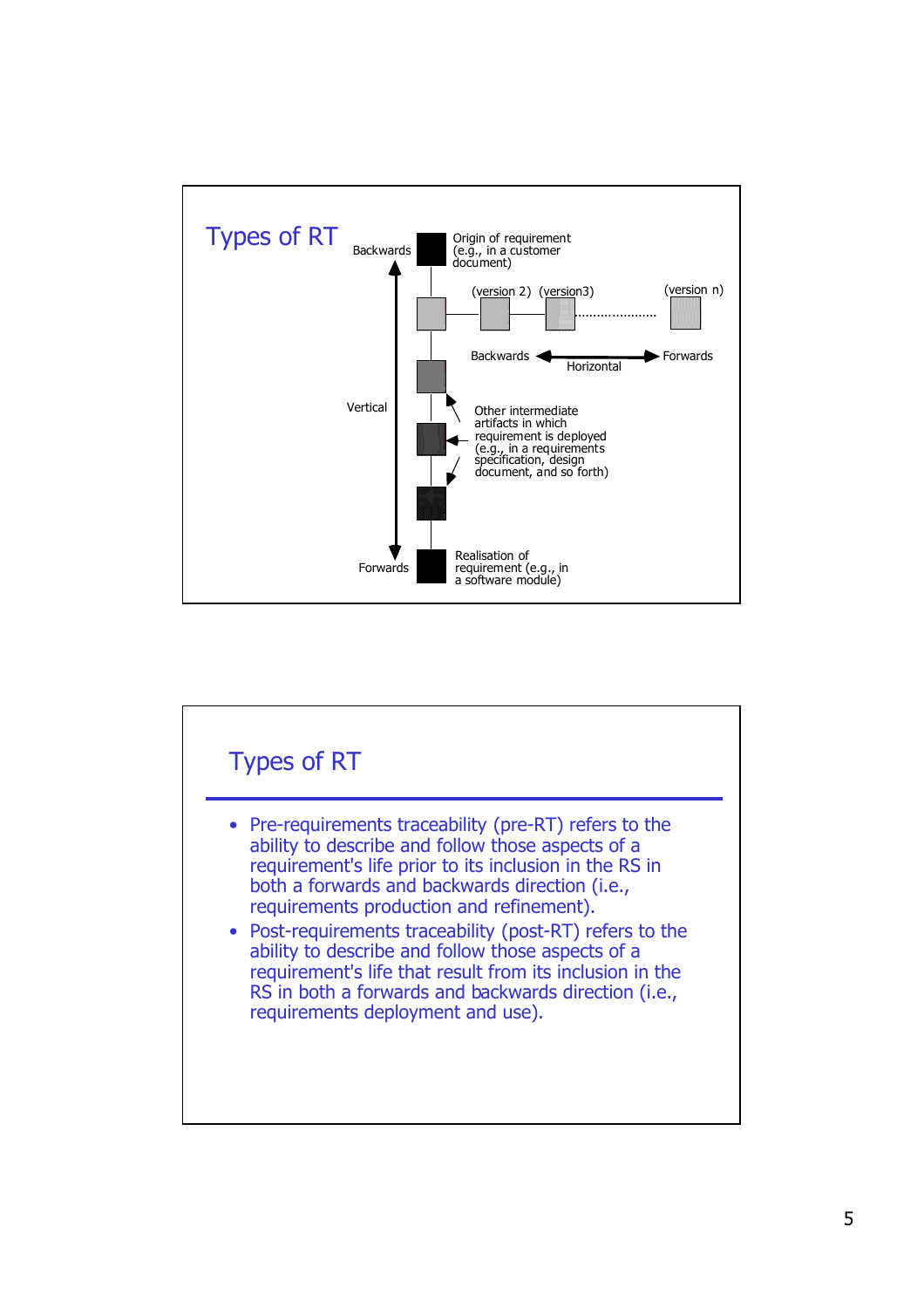## Types of RT

Backwards

Origin of requirement (e.g., in a customer document)

(version 2) (version3) (version n)

Backwards ← Horizontal → Forwards

Vertical

Other intermediate artifacts in which requirement is deployed (e.g., in a requirements specification, design document, and so forth)

Forwards

Realisation of requirement (e.g., in a software module)

## Types of RT

- Pre-requirements traceability (pre-RT) refers to the ability to describe and follow those aspects of a requirement's life prior to its inclusion in the RS in both a forwards and backwards direction (i.e., requirements production and refinement).
- Post-requirements traceability (post-RT) refers to the ability to describe and follow those aspects of a requirement's life that result from its inclusion in the RS in both a forwards and backwards direction (i.e., requirements deployment and use).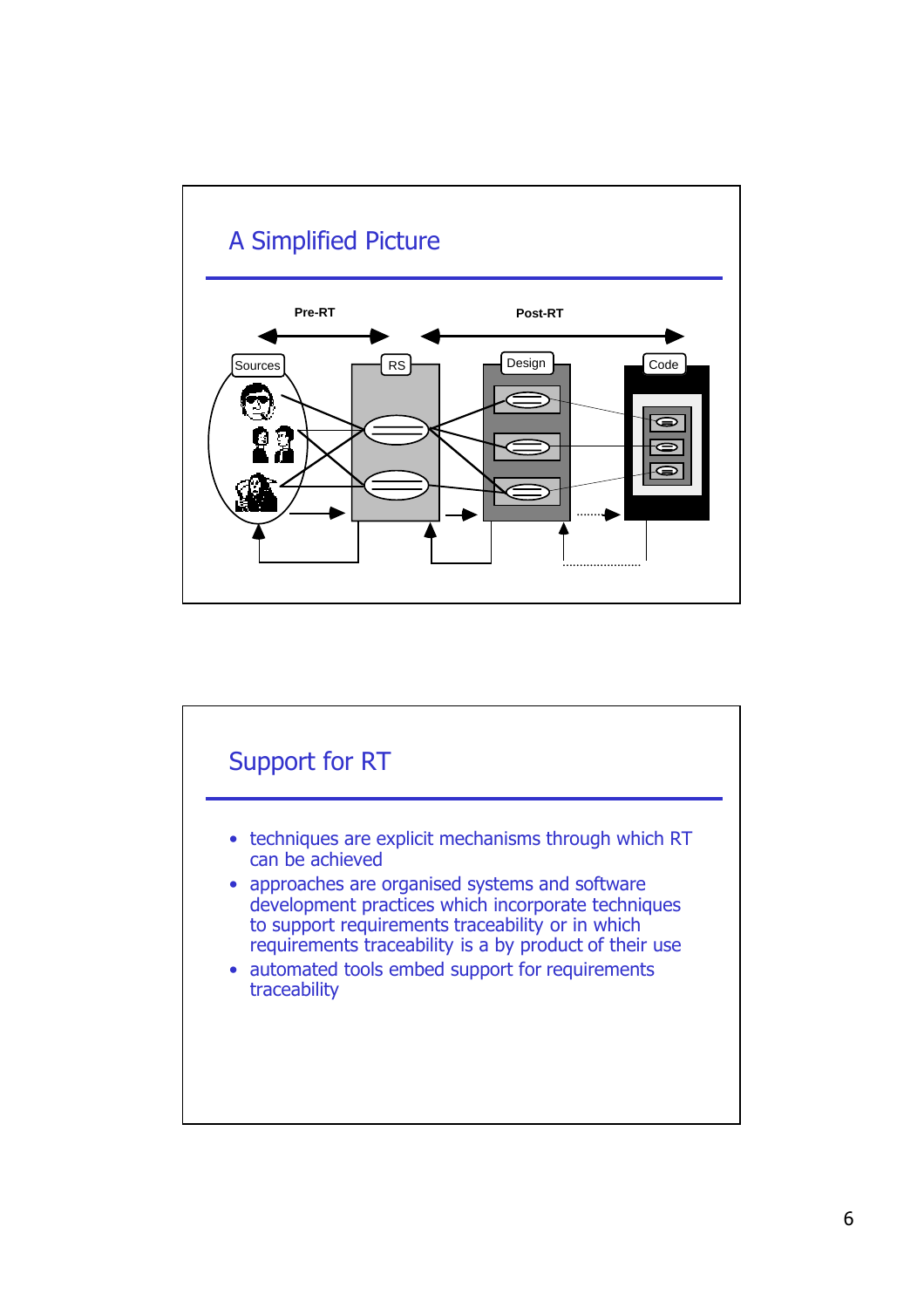## A Simplified Picture

Pre-RT

Post-RT

Sources

RS

Design

Code

## Support for RT

- techniques are explicit mechanisms through which RT can be achieved
- approaches are organised systems and software development practices which incorporate techniques to support requirements traceability or in which requirements traceability is a by product of their use
- automated tools embed support for requirements traceability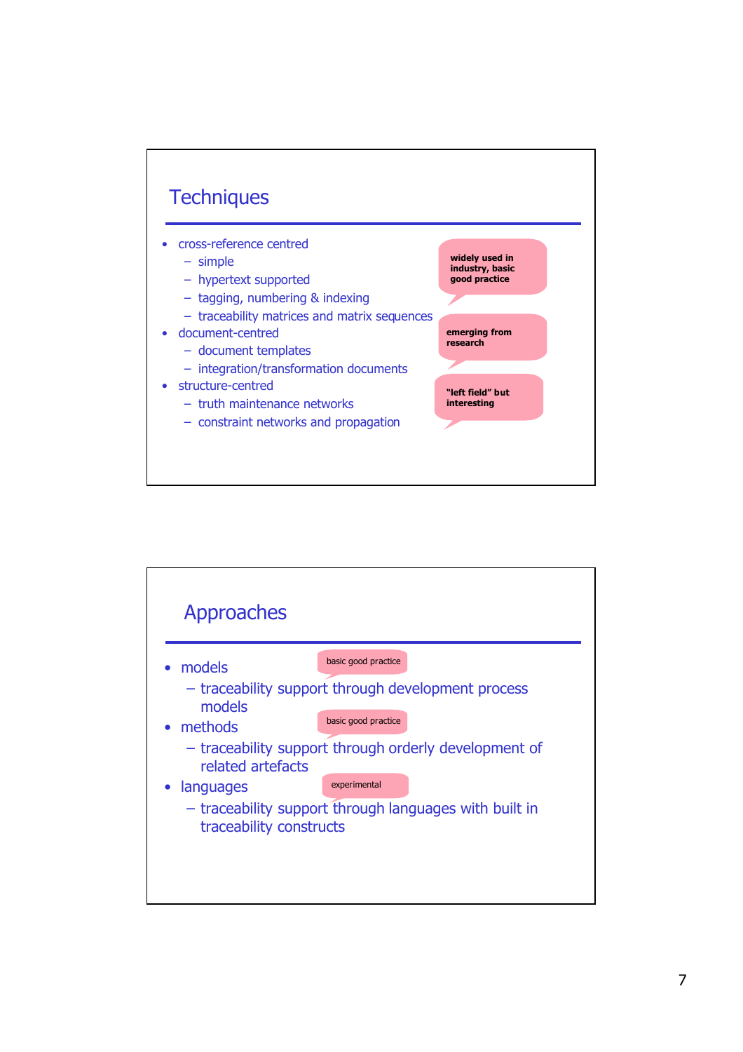## Techniques

- cross-reference centred
  - simple
  - hypertext supported
  - tagging, numbering & indexing
  - traceability matrices and matrix sequences
- document-centred
  - document templates
  - integration/transformation documents
- structure-centred
  - truth maintenance networks
  - constraint networks and propagation

**widely used in industry, basic good practice**

**emerging from research**

**"left field" but interesting**

## Approaches

- models (basic good practice)
  - traceability support through development process models
- methods (basic good practice)
  - traceability support through orderly development of related artefacts
- languages (experimental)
  - traceability support through languages with built in traceability constructs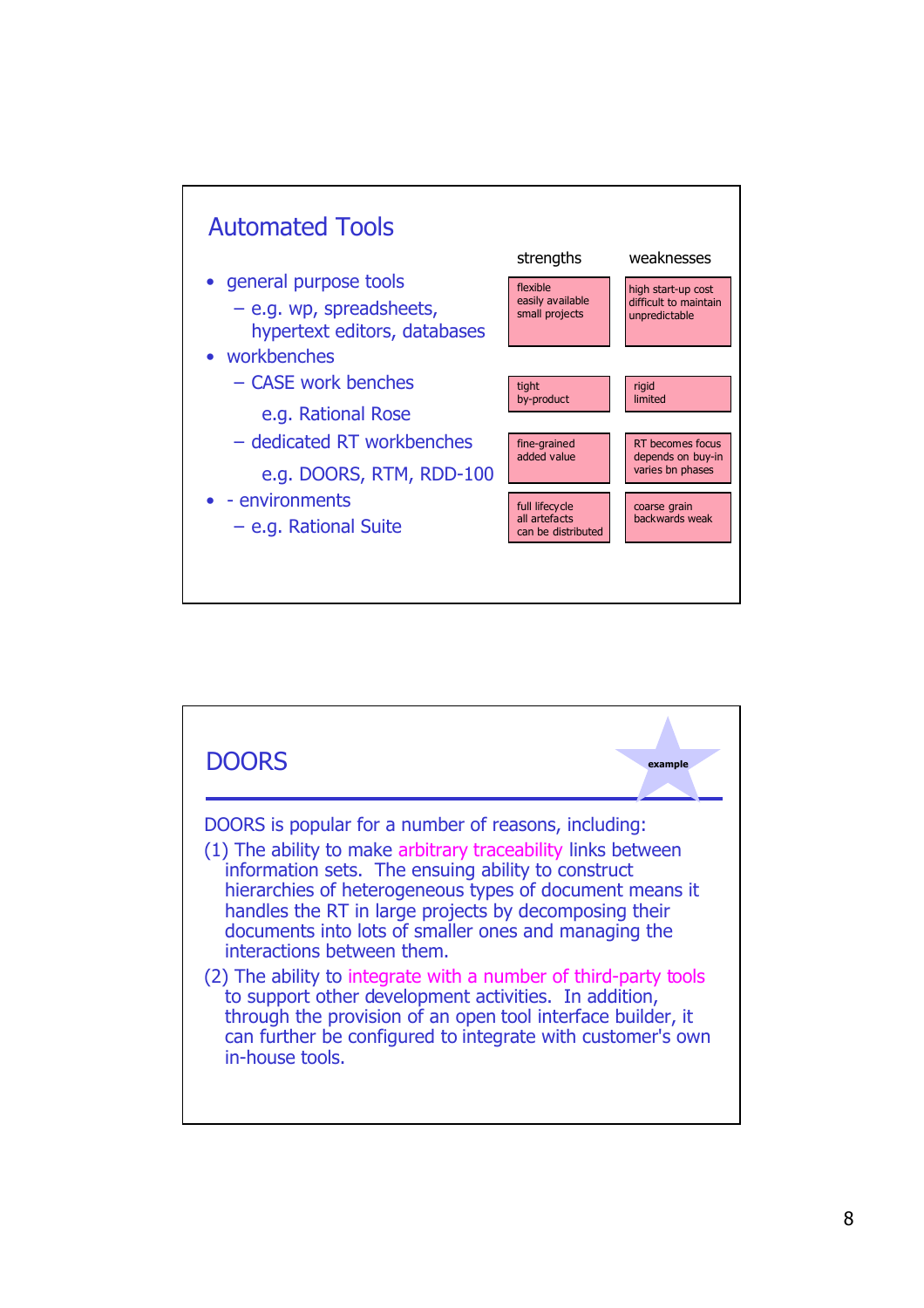## Automated Tools

- general purpose tools
  - e.g. wp, spreadsheets, hypertext editors, databases
- workbenches
  - CASE work benches

    e.g. Rational Rose
  - dedicated RT workbenches

    e.g. DOORS, RTM, RDD-100
- - environments
  - e.g. Rational Suite

| | strengths | weaknesses |
|---|---|---|
| general purpose tools | flexible<br>easily available<br>small projects | high start-up cost<br>difficult to maintain<br>unpredictable |
| CASE work benches | tight<br>by-product | rigid<br>limited |
| dedicated RT workbenches | fine-grained<br>added value | RT becomes focus<br>depends on buy-in<br>varies bn phases |
| environments | full lifecycle<br>all artefacts<br>can be distributed | coarse grain<br>backwards weak |

## DOORS

example

DOORS is popular for a number of reasons, including:

(1) The ability to make arbitrary traceability links between information sets. The ensuing ability to construct hierarchies of heterogeneous types of document means it handles the RT in large projects by decomposing their documents into lots of smaller ones and managing the interactions between them.

(2) The ability to integrate with a number of third-party tools to support other development activities. In addition, through the provision of an open tool interface builder, it can further be configured to integrate with customer's own in-house tools.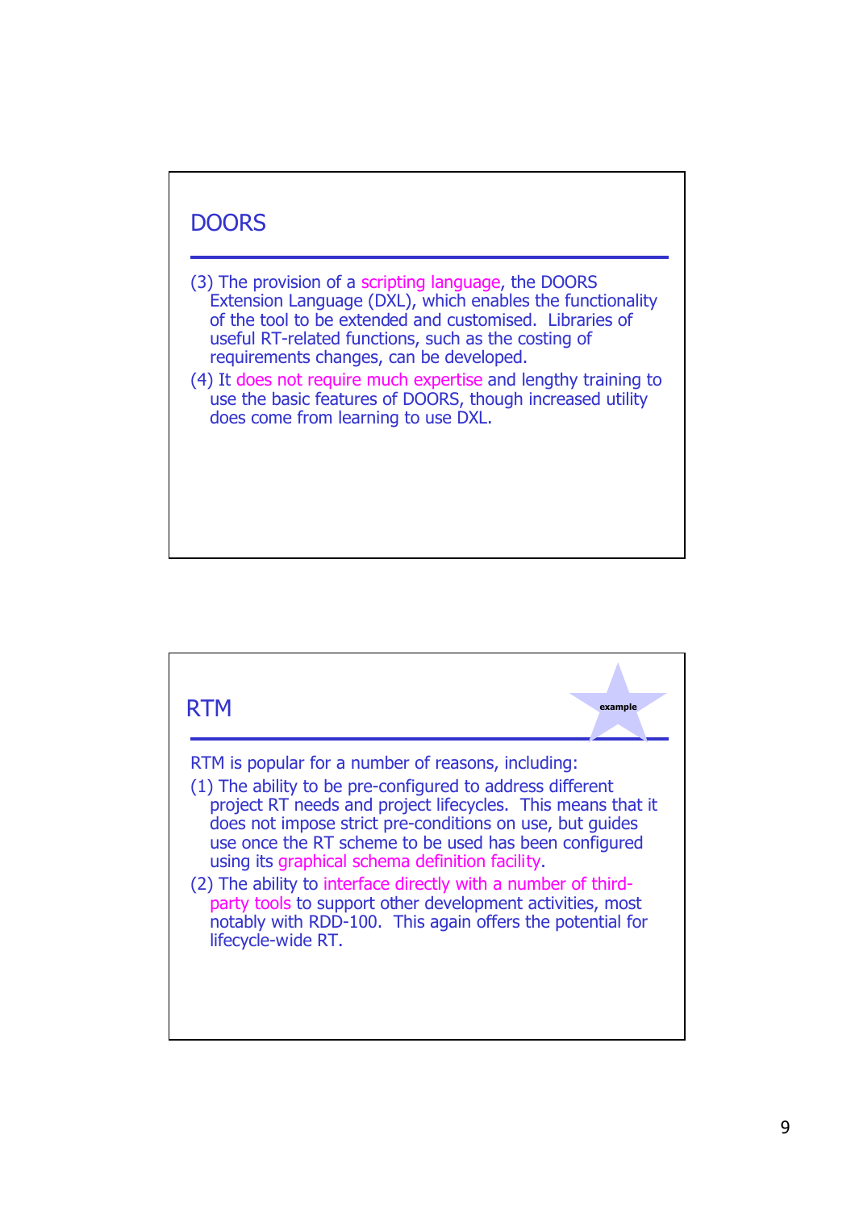## DOORS

(3) The provision of a scripting language, the DOORS Extension Language (DXL), which enables the functionality of the tool to be extended and customised. Libraries of useful RT-related functions, such as the costing of requirements changes, can be developed.

(4) It does not require much expertise and lengthy training to use the basic features of DOORS, though increased utility does come from learning to use DXL.

## RTM

example

RTM is popular for a number of reasons, including:

(1) The ability to be pre-configured to address different project RT needs and project lifecycles. This means that it does not impose strict pre-conditions on use, but guides use once the RT scheme to be used has been configured using its graphical schema definition facility.

(2) The ability to interface directly with a number of third-party tools to support other development activities, most notably with RDD-100. This again offers the potential for lifecycle-wide RT.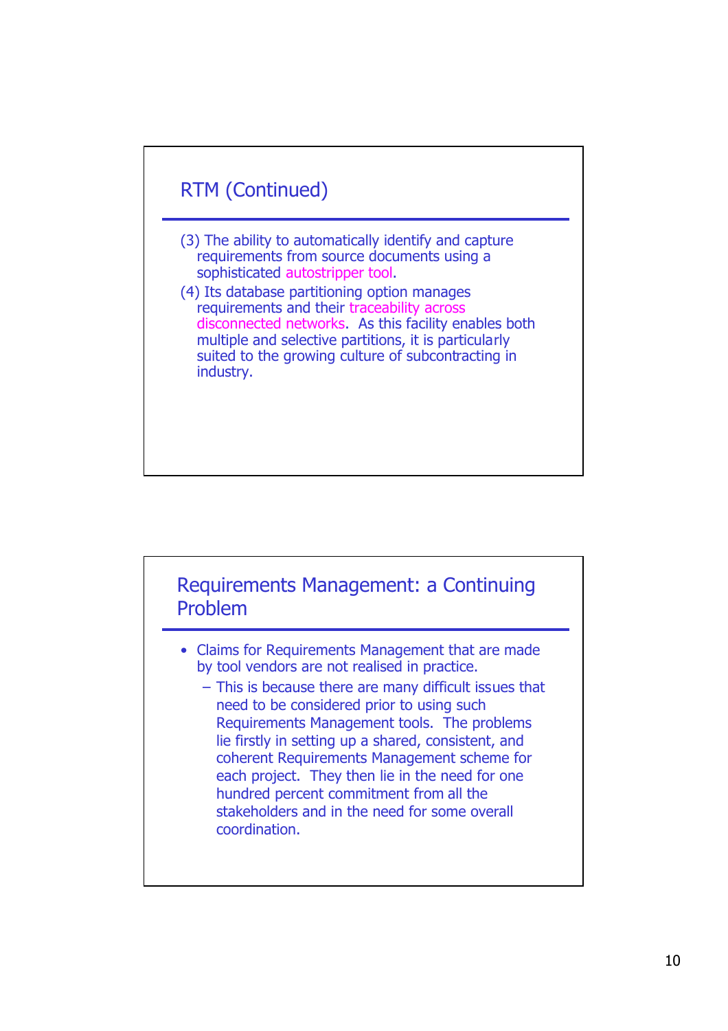## RTM (Continued)

(3) The ability to automatically identify and capture requirements from source documents using a sophisticated autostripper tool.

(4) Its database partitioning option manages requirements and their traceability across disconnected networks. As this facility enables both multiple and selective partitions, it is particularly suited to the growing culture of subcontracting in industry.

## Requirements Management: a Continuing Problem

- Claims for Requirements Management that are made by tool vendors are not realised in practice.
  - This is because there are many difficult issues that need to be considered prior to using such Requirements Management tools. The problems lie firstly in setting up a shared, consistent, and coherent Requirements Management scheme for each project. They then lie in the need for one hundred percent commitment from all the stakeholders and in the need for some overall coordination.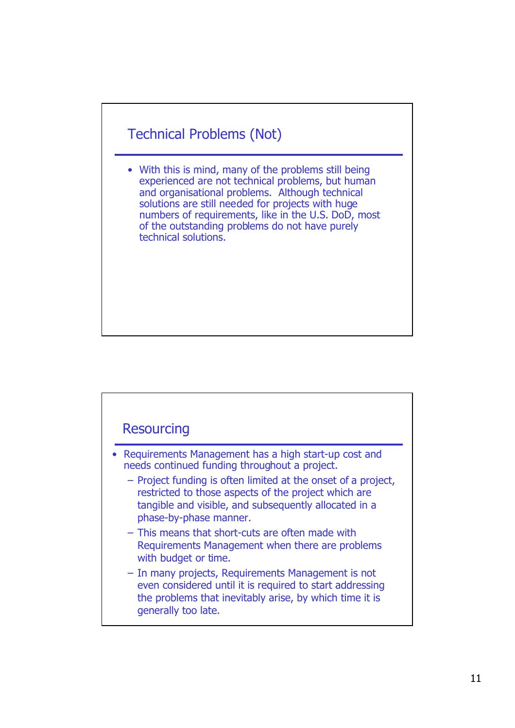## Technical Problems (Not)

- With this is mind, many of the problems still being experienced are not technical problems, but human and organisational problems. Although technical solutions are still needed for projects with huge numbers of requirements, like in the U.S. DoD, most of the outstanding problems do not have purely technical solutions.

## Resourcing

- Requirements Management has a high start-up cost and needs continued funding throughout a project.
  - Project funding is often limited at the onset of a project, restricted to those aspects of the project which are tangible and visible, and subsequently allocated in a phase-by-phase manner.
  - This means that short-cuts are often made with Requirements Management when there are problems with budget or time.
  - In many projects, Requirements Management is not even considered until it is required to start addressing the problems that inevitably arise, by which time it is generally too late.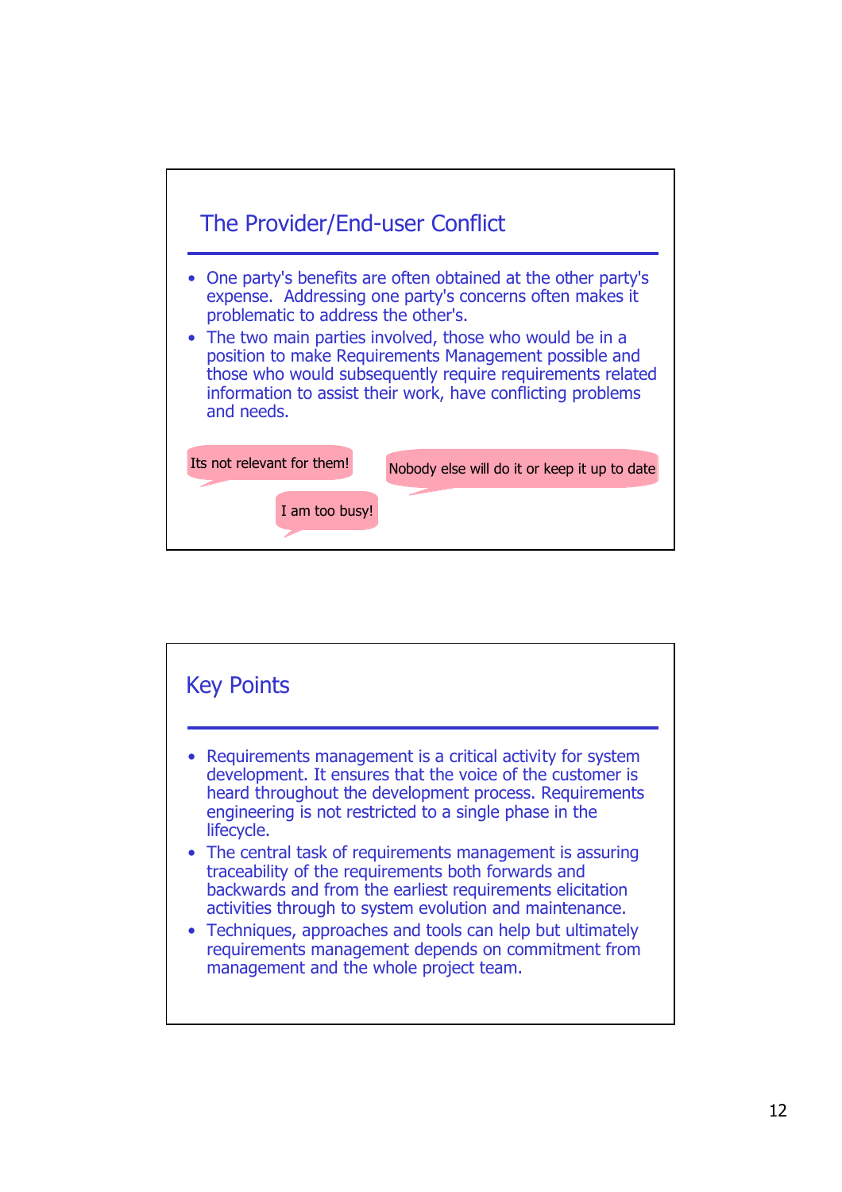## The Provider/End-user Conflict

- One party's benefits are often obtained at the other party's expense. Addressing one party's concerns often makes it problematic to address the other's.
- The two main parties involved, those who would be in a position to make Requirements Management possible and those who would subsequently require requirements related information to assist their work, have conflicting problems and needs.

Its not relevant for them!

Nobody else will do it or keep it up to date

I am too busy!

## Key Points

- Requirements management is a critical activity for system development. It ensures that the voice of the customer is heard throughout the development process. Requirements engineering is not restricted to a single phase in the lifecycle.
- The central task of requirements management is assuring traceability of the requirements both forwards and backwards and from the earliest requirements elicitation activities through to system evolution and maintenance.
- Techniques, approaches and tools can help but ultimately requirements management depends on commitment from management and the whole project team.